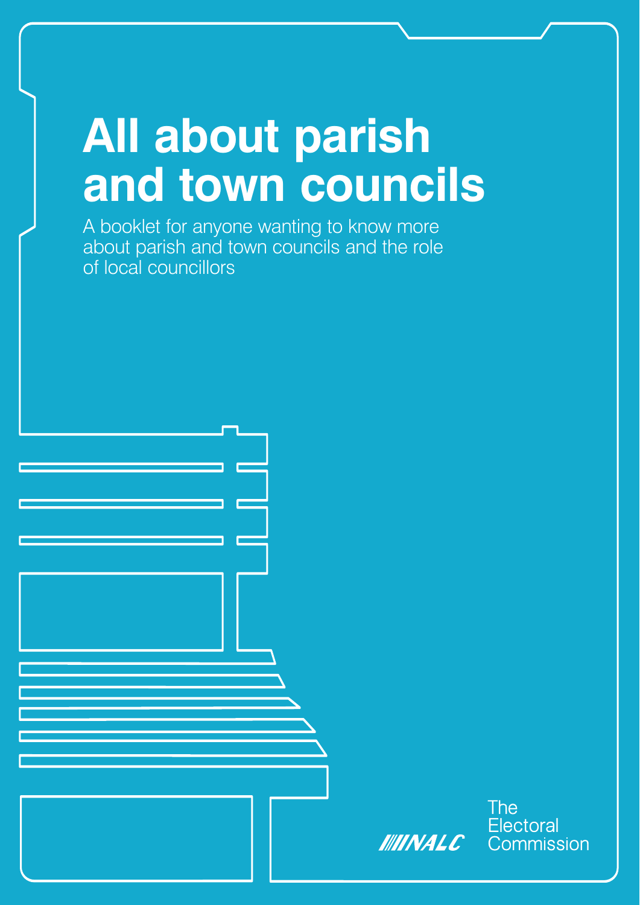# All about parish and town councils

A booklet for anyone wanting to know more about parish and town councils and the role of local councillors

NALC

The Electoral Commission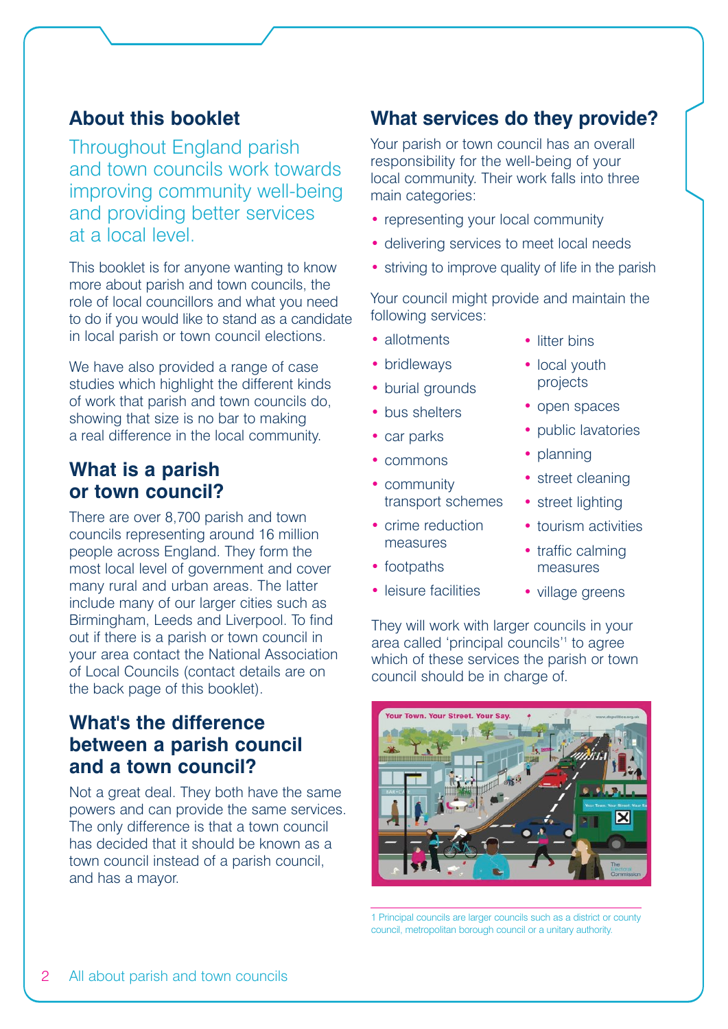## About this booklet

Throughout England parish and town councils work towards improving community well-being and providing better services at a local level.

This booklet is for anyone wanting to know more about parish and town councils, the role of local councillors and what you need to do if you would like to stand as a candidate in local parish or town council elections.

We have also provided a range of case studies which highlight the different kinds of work that parish and town councils do, showing that size is no bar to making a real difference in the local community.

## What is a parish or town council?

There are over 8,700 parish and town councils representing around 16 million people across England. They form the most local level of government and cover many rural and urban areas. The latter include many of our larger cities such as Birmingham, Leeds and Liverpool. To find out if there is a parish or town council in your area contact the National Association of Local Councils (contact details are on the back page of this booklet).

## What's the difference between a parish council and a town council?

Not a great deal. They both have the same powers and can provide the same services. The only difference is that a town council has decided that it should be known as a town council instead of a parish council, and has a mayor.

## What services do they provide?

Your parish or town council has an overall responsibility for the well-being of your local community. Their work falls into three main categories:

- representing your local community
- delivering services to meet local needs
- striving to improve quality of life in the parish

Your council might provide and maintain the following services:

- allotments
- bridleways
- burial grounds
- bus shelters
- car parks
- commons
- community transport schemes
- crime reduction measures
- footpaths
- leisure facilities
- litter bins
- local youth projects
- open spaces
- public lavatories
- planning
- street cleaning
- street lighting
- tourism activities
- traffic calming measures
- village greens

They will work with larger councils in your area called 'principal councils'[1] to agree which of these services the parish or town council should be in charge of.

1 Principal councils are larger councils such as a district or county council, metropolitan borough council or a unitary authority.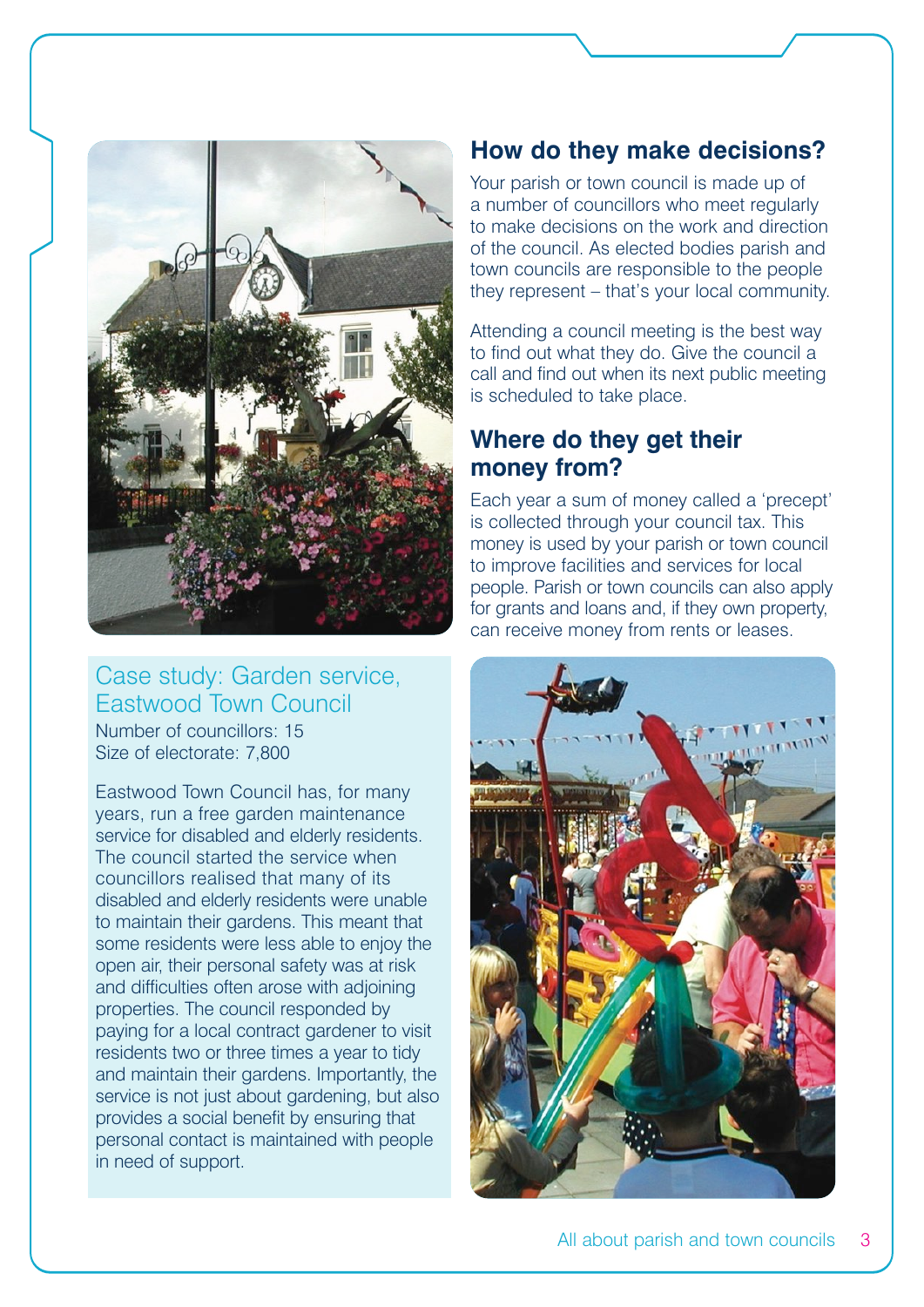## How do they make decisions?

Your parish or town council is made up of a number of councillors who meet regularly to make decisions on the work and direction of the council. As elected bodies parish and town councils are responsible to the people they represent – that's your local community.

Attending a council meeting is the best way to find out what they do. Give the council a call and find out when its next public meeting is scheduled to take place.

## Where do they get their money from?

Each year a sum of money called a 'precept' is collected through your council tax. This money is used by your parish or town council to improve facilities and services for local people. Parish or town councils can also apply for grants and loans and, if they own property, can receive money from rents or leases.

### Case study: Garden service, Eastwood Town Council

Number of councillors: 15
Size of electorate: 7,800

Eastwood Town Council has, for many years, run a free garden maintenance service for disabled and elderly residents. The council started the service when councillors realised that many of its disabled and elderly residents were unable to maintain their gardens. This meant that some residents were less able to enjoy the open air, their personal safety was at risk and difficulties often arose with adjoining properties. The council responded by paying for a local contract gardener to visit residents two or three times a year to tidy and maintain their gardens. Importantly, the service is not just about gardening, but also provides a social benefit by ensuring that personal contact is maintained with people in need of support.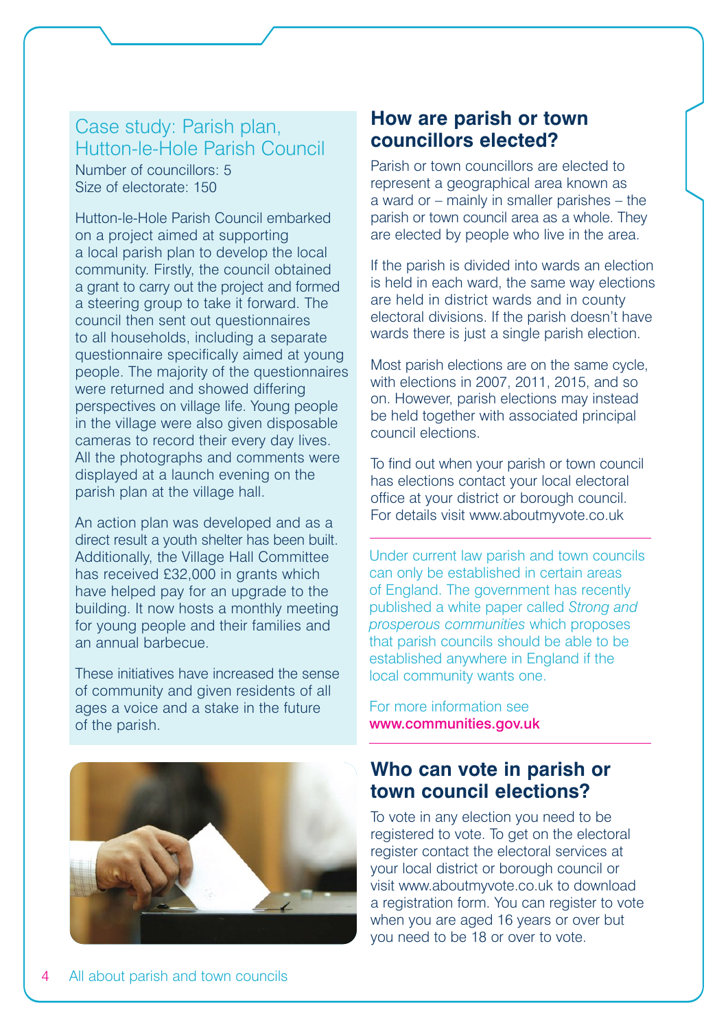## Case study: Parish plan, Hutton-le-Hole Parish Council

Number of councillors: 5
Size of electorate: 150

Hutton-le-Hole Parish Council embarked on a project aimed at supporting a local parish plan to develop the local community. Firstly, the council obtained a grant to carry out the project and formed a steering group to take it forward. The council then sent out questionnaires to all households, including a separate questionnaire specifically aimed at young people. The majority of the questionnaires were returned and showed differing perspectives on village life. Young people in the village were also given disposable cameras to record their every day lives. All the photographs and comments were displayed at a launch evening on the parish plan at the village hall.

An action plan was developed and as a direct result a youth shelter has been built. Additionally, the Village Hall Committee has received £32,000 in grants which have helped pay for an upgrade to the building. It now hosts a monthly meeting for young people and their families and an annual barbecue.

These initiatives have increased the sense of community and given residents of all ages a voice and a stake in the future of the parish.

## How are parish or town councillors elected?

Parish or town councillors are elected to represent a geographical area known as a ward or – mainly in smaller parishes – the parish or town council area as a whole. They are elected by people who live in the area.

If the parish is divided into wards an election is held in each ward, the same way elections are held in district wards and in county electoral divisions. If the parish doesn't have wards there is just a single parish election.

Most parish elections are on the same cycle, with elections in 2007, 2011, 2015, and so on. However, parish elections may instead be held together with associated principal council elections.

To find out when your parish or town council has elections contact your local electoral office at your district or borough council. For details visit www.aboutmyvote.co.uk

---

Under current law parish and town councils can only be established in certain areas of England. The government has recently published a white paper called *Strong and prosperous communities* which proposes that parish councils should be able to be established anywhere in England if the local community wants one.

For more information see **www.communities.gov.uk**

---

## Who can vote in parish or town council elections?

To vote in any election you need to be registered to vote. To get on the electoral register contact the electoral services at your local district or borough council or visit www.aboutmyvote.co.uk to download a registration form. You can register to vote when you are aged 16 years or over but you need to be 18 or over to vote.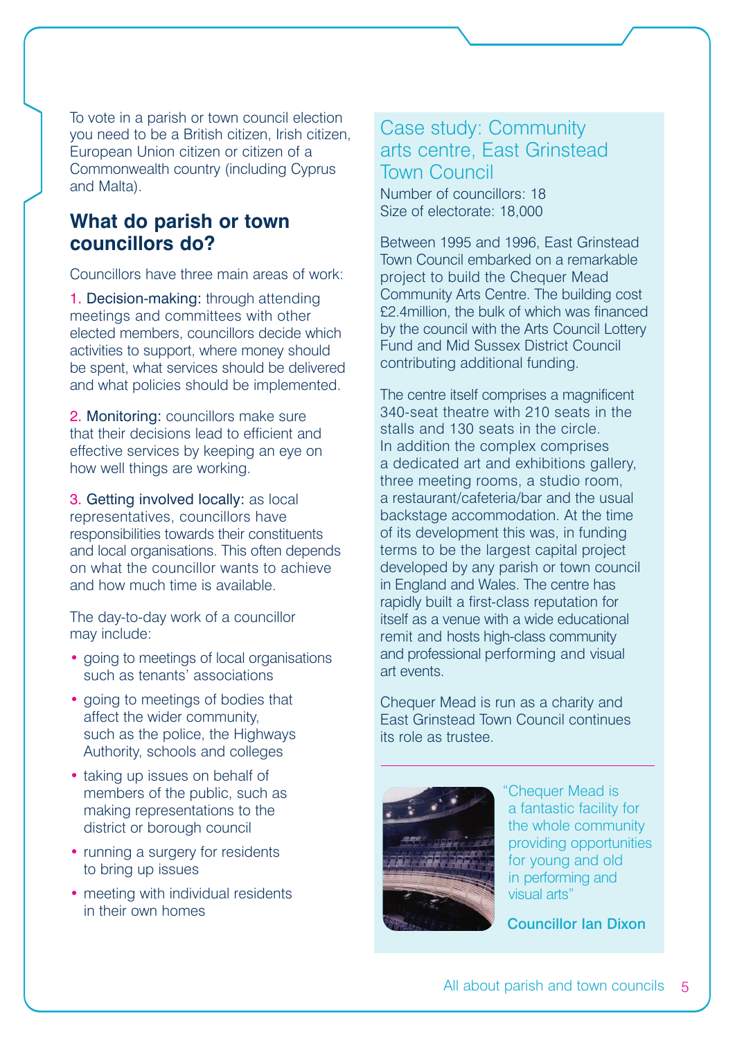To vote in a parish or town council election you need to be a British citizen, Irish citizen, European Union citizen or citizen of a Commonwealth country (including Cyprus and Malta).

## What do parish or town councillors do?

Councillors have three main areas of work:

1. Decision-making: through attending meetings and committees with other elected members, councillors decide which activities to support, where money should be spent, what services should be delivered and what policies should be implemented.

2. Monitoring: councillors make sure that their decisions lead to efficient and effective services by keeping an eye on how well things are working.

3. Getting involved locally: as local representatives, councillors have responsibilities towards their constituents and local organisations. This often depends on what the councillor wants to achieve and how much time is available.

The day-to-day work of a councillor may include:

- going to meetings of local organisations such as tenants' associations
- going to meetings of bodies that affect the wider community, such as the police, the Highways Authority, schools and colleges
- taking up issues on behalf of members of the public, such as making representations to the district or borough council
- running a surgery for residents to bring up issues
- meeting with individual residents in their own homes

## Case study: Community arts centre, East Grinstead Town Council

Number of councillors: 18
Size of electorate: 18,000

Between 1995 and 1996, East Grinstead Town Council embarked on a remarkable project to build the Chequer Mead Community Arts Centre. The building cost £2.4million, the bulk of which was financed by the council with the Arts Council Lottery Fund and Mid Sussex District Council contributing additional funding.

The centre itself comprises a magnificent 340-seat theatre with 210 seats in the stalls and 130 seats in the circle. In addition the complex comprises a dedicated art and exhibitions gallery, three meeting rooms, a studio room, a restaurant/cafeteria/bar and the usual backstage accommodation. At the time of its development this was, in funding terms to be the largest capital project developed by any parish or town council in England and Wales. The centre has rapidly built a first-class reputation for itself as a venue with a wide educational remit and hosts high-class community and professional performing and visual art events.

Chequer Mead is run as a charity and East Grinstead Town Council continues its role as trustee.

"Chequer Mead is a fantastic facility for the whole community providing opportunities for young and old in performing and visual arts"

**Councillor Ian Dixon**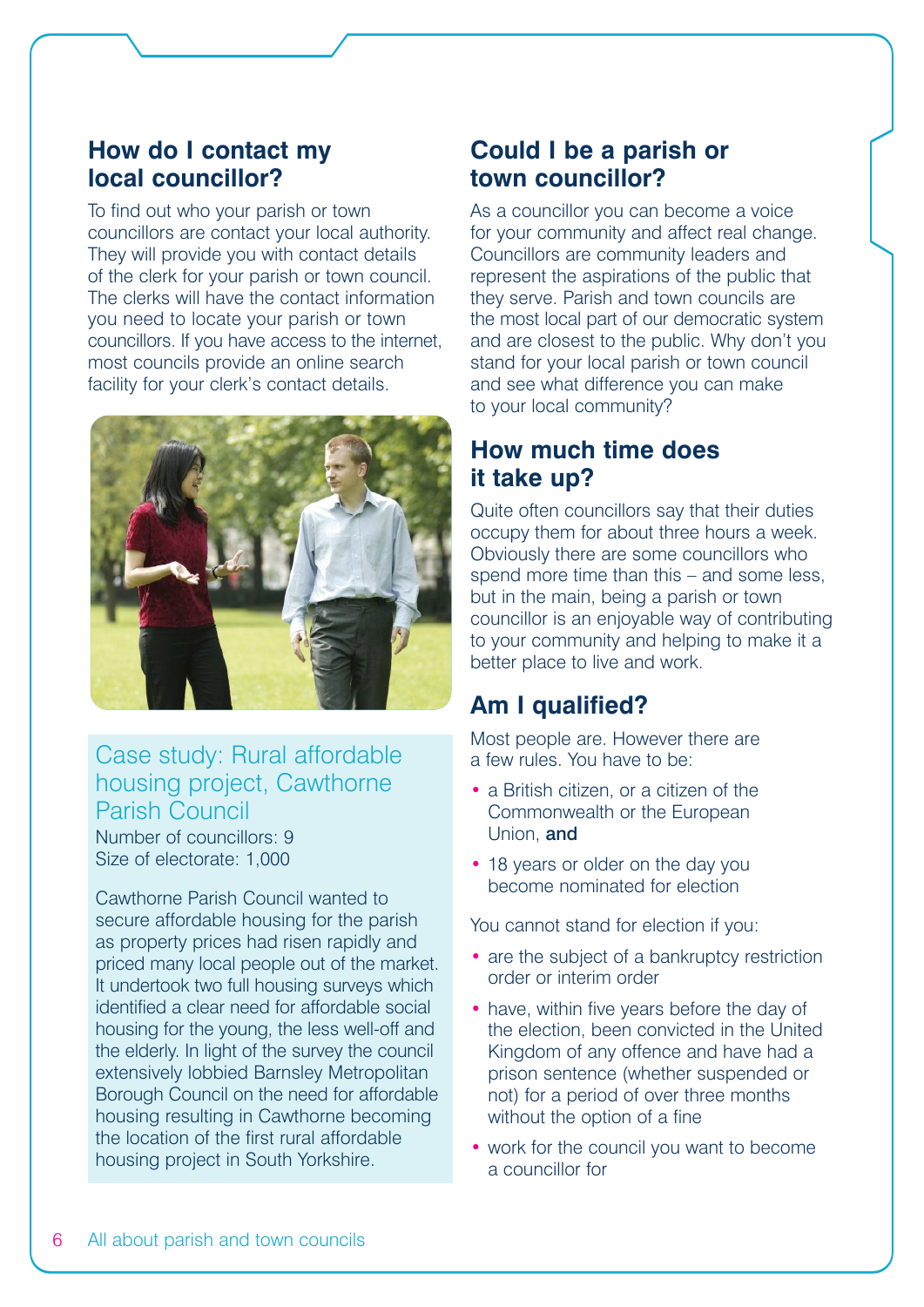## How do I contact my local councillor?

To find out who your parish or town councillors are contact your local authority. They will provide you with contact details of the clerk for your parish or town council. The clerks will have the contact information you need to locate your parish or town councillors. If you have access to the internet, most councils provide an online search facility for your clerk's contact details.

### Case study: Rural affordable housing project, Cawthorne Parish Council

Number of councillors: 9
Size of electorate: 1,000

Cawthorne Parish Council wanted to secure affordable housing for the parish as property prices had risen rapidly and priced many local people out of the market. It undertook two full housing surveys which identified a clear need for affordable social housing for the young, the less well-off and the elderly. In light of the survey the council extensively lobbied Barnsley Metropolitan Borough Council on the need for affordable housing resulting in Cawthorne becoming the location of the first rural affordable housing project in South Yorkshire.

## Could I be a parish or town councillor?

As a councillor you can become a voice for your community and affect real change. Councillors are community leaders and represent the aspirations of the public that they serve. Parish and town councils are the most local part of our democratic system and are closest to the public. Why don't you stand for your local parish or town council and see what difference you can make to your local community?

## How much time does it take up?

Quite often councillors say that their duties occupy them for about three hours a week. Obviously there are some councillors who spend more time than this – and some less, but in the main, being a parish or town councillor is an enjoyable way of contributing to your community and helping to make it a better place to live and work.

## Am I qualified?

Most people are. However there are a few rules. You have to be:

- a British citizen, or a citizen of the Commonwealth or the European Union, **and**
- 18 years or older on the day you become nominated for election

You cannot stand for election if you:

- are the subject of a bankruptcy restriction order or interim order
- have, within five years before the day of the election, been convicted in the United Kingdom of any offence and have had a prison sentence (whether suspended or not) for a period of over three months without the option of a fine
- work for the council you want to become a councillor for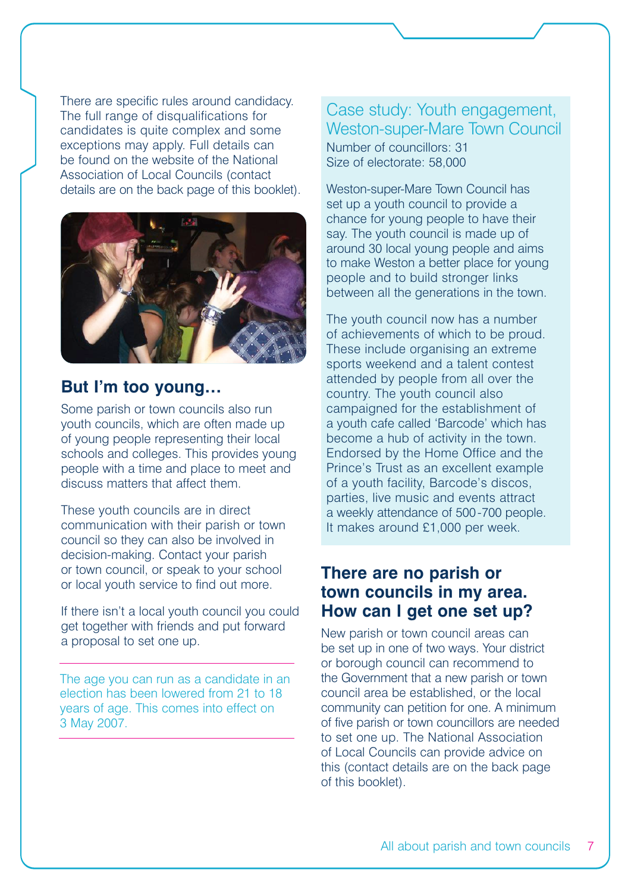There are specific rules around candidacy. The full range of disqualifications for candidates is quite complex and some exceptions may apply. Full details can be found on the website of the National Association of Local Councils (contact details are on the back page of this booklet).

## But I'm too young…

Some parish or town councils also run youth councils, which are often made up of young people representing their local schools and colleges. This provides young people with a time and place to meet and discuss matters that affect them.

These youth councils are in direct communication with their parish or town council so they can also be involved in decision-making. Contact your parish or town council, or speak to your school or local youth service to find out more.

If there isn't a local youth council you could get together with friends and put forward a proposal to set one up.

---

The age you can run as a candidate in an election has been lowered from 21 to 18 years of age. This comes into effect on 3 May 2007.

---

## Case study: Youth engagement, Weston-super-Mare Town Council

Number of councillors: 31
Size of electorate: 58,000

Weston-super-Mare Town Council has set up a youth council to provide a chance for young people to have their say. The youth council is made up of around 30 local young people and aims to make Weston a better place for young people and to build stronger links between all the generations in the town.

The youth council now has a number of achievements of which to be proud. These include organising an extreme sports weekend and a talent contest attended by people from all over the country. The youth council also campaigned for the establishment of a youth cafe called 'Barcode' which has become a hub of activity in the town. Endorsed by the Home Office and the Prince's Trust as an excellent example of a youth facility, Barcode's discos, parties, live music and events attract a weekly attendance of 500-700 people. It makes around £1,000 per week.

## There are no parish or town councils in my area. How can I get one set up?

New parish or town council areas can be set up in one of two ways. Your district or borough council can recommend to the Government that a new parish or town council area be established, or the local community can petition for one. A minimum of five parish or town councillors are needed to set one up. The National Association of Local Councils can provide advice on this (contact details are on the back page of this booklet).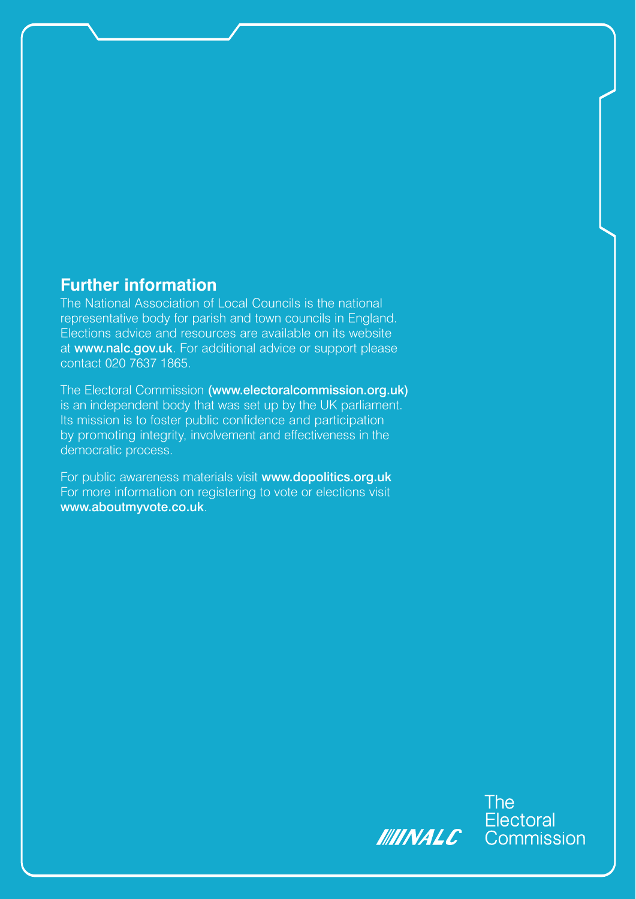## Further information

The National Association of Local Councils is the national representative body for parish and town councils in England. Elections advice and resources are available on its website at **www.nalc.gov.uk**. For additional advice or support please contact 020 7637 1865.

The Electoral Commission **(www.electoralcommission.org.uk)** is an independent body that was set up by the UK parliament. Its mission is to foster public confidence and participation by promoting integrity, involvement and effectiveness in the democratic process.

For public awareness materials visit **www.dopolitics.org.uk**
For more information on registering to vote or elections visit **www.aboutmyvote.co.uk**.

NALC

The Electoral Commission